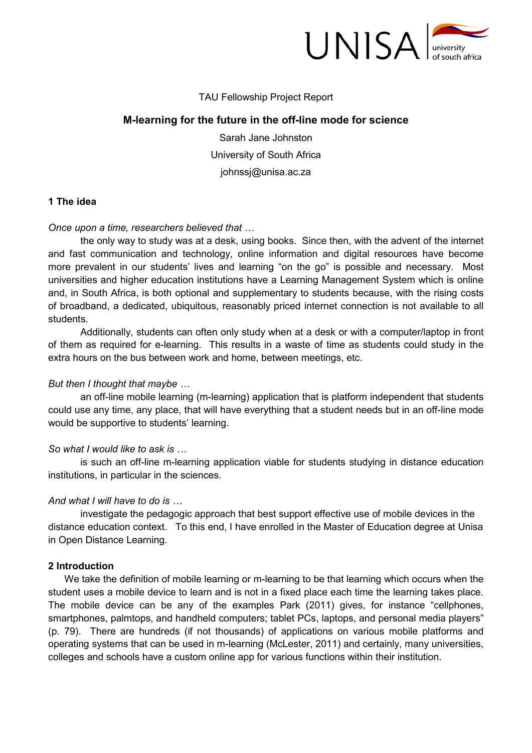TAU Fellowship Project Report

# M-learning for the future in the off-line mode for science

Sarah Jane Johnston

University of South Africa

johnssj@unisa.ac.za

## 1 The idea

*Once upon a time, researchers believed that …*

the only way to study was at a desk, using books. Since then, with the advent of the internet and fast communication and technology, online information and digital resources have become more prevalent in our students' lives and learning "on the go" is possible and necessary. Most universities and higher education institutions have a Learning Management System which is online and, in South Africa, is both optional and supplementary to students because, with the rising costs of broadband, a dedicated, ubiquitous, reasonably priced internet connection is not available to all students.

Additionally, students can often only study when at a desk or with a computer/laptop in front of them as required for e-learning. This results in a waste of time as students could study in the extra hours on the bus between work and home, between meetings, etc.

*But then I thought that maybe …*

an off-line mobile learning (m-learning) application that is platform independent that students could use any time, any place, that will have everything that a student needs but in an off-line mode would be supportive to students' learning.

*So what I would like to ask is …*

is such an off-line m-learning application viable for students studying in distance education institutions, in particular in the sciences.

*And what I will have to do is …*

investigate the pedagogic approach that best support effective use of mobile devices in the distance education context. To this end, I have enrolled in the Master of Education degree at Unisa in Open Distance Learning.

## 2 Introduction

We take the definition of mobile learning or m-learning to be that learning which occurs when the student uses a mobile device to learn and is not in a fixed place each time the learning takes place. The mobile device can be any of the examples Park (2011) gives, for instance "cellphones, smartphones, palmtops, and handheld computers; tablet PCs, laptops, and personal media players" (p. 79). There are hundreds (if not thousands) of applications on various mobile platforms and operating systems that can be used in m-learning (McLester, 2011) and certainly, many universities, colleges and schools have a custom online app for various functions within their institution.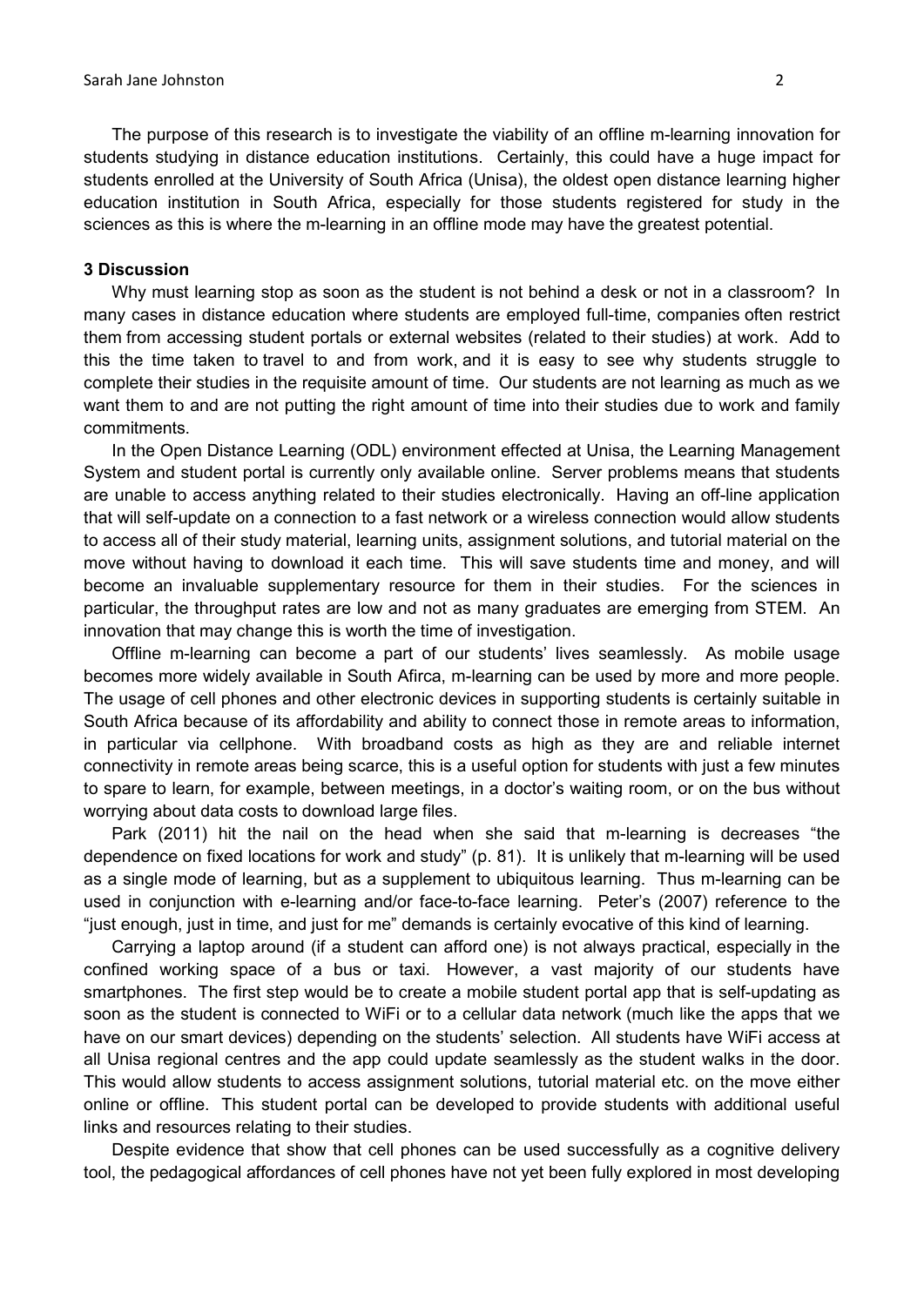The purpose of this research is to investigate the viability of an offline m-learning innovation for students studying in distance education institutions. Certainly, this could have a huge impact for students enrolled at the University of South Africa (Unisa), the oldest open distance learning higher education institution in South Africa, especially for those students registered for study in the sciences as this is where the m-learning in an offline mode may have the greatest potential.

**3 Discussion**

Why must learning stop as soon as the student is not behind a desk or not in a classroom? In many cases in distance education where students are employed full-time, companies often restrict them from accessing student portals or external websites (related to their studies) at work. Add to this the time taken to travel to and from work, and it is easy to see why students struggle to complete their studies in the requisite amount of time. Our students are not learning as much as we want them to and are not putting the right amount of time into their studies due to work and family commitments.

In the Open Distance Learning (ODL) environment effected at Unisa, the Learning Management System and student portal is currently only available online. Server problems means that students are unable to access anything related to their studies electronically. Having an off-line application that will self-update on a connection to a fast network or a wireless connection would allow students to access all of their study material, learning units, assignment solutions, and tutorial material on the move without having to download it each time. This will save students time and money, and will become an invaluable supplementary resource for them in their studies. For the sciences in particular, the throughput rates are low and not as many graduates are emerging from STEM. An innovation that may change this is worth the time of investigation.

Offline m-learning can become a part of our students' lives seamlessly. As mobile usage becomes more widely available in South Afirca, m-learning can be used by more and more people. The usage of cell phones and other electronic devices in supporting students is certainly suitable in South Africa because of its affordability and ability to connect those in remote areas to information, in particular via cellphone. With broadband costs as high as they are and reliable internet connectivity in remote areas being scarce, this is a useful option for students with just a few minutes to spare to learn, for example, between meetings, in a doctor's waiting room, or on the bus without worrying about data costs to download large files.

Park (2011) hit the nail on the head when she said that m-learning is decreases "the dependence on fixed locations for work and study" (p. 81). It is unlikely that m-learning will be used as a single mode of learning, but as a supplement to ubiquitous learning. Thus m-learning can be used in conjunction with e-learning and/or face-to-face learning. Peter's (2007) reference to the "just enough, just in time, and just for me" demands is certainly evocative of this kind of learning.

Carrying a laptop around (if a student can afford one) is not always practical, especially in the confined working space of a bus or taxi. However, a vast majority of our students have smartphones. The first step would be to create a mobile student portal app that is self-updating as soon as the student is connected to WiFi or to a cellular data network (much like the apps that we have on our smart devices) depending on the students' selection. All students have WiFi access at all Unisa regional centres and the app could update seamlessly as the student walks in the door. This would allow students to access assignment solutions, tutorial material etc. on the move either online or offline. This student portal can be developed to provide students with additional useful links and resources relating to their studies.

Despite evidence that show that cell phones can be used successfully as a cognitive delivery tool, the pedagogical affordances of cell phones have not yet been fully explored in most developing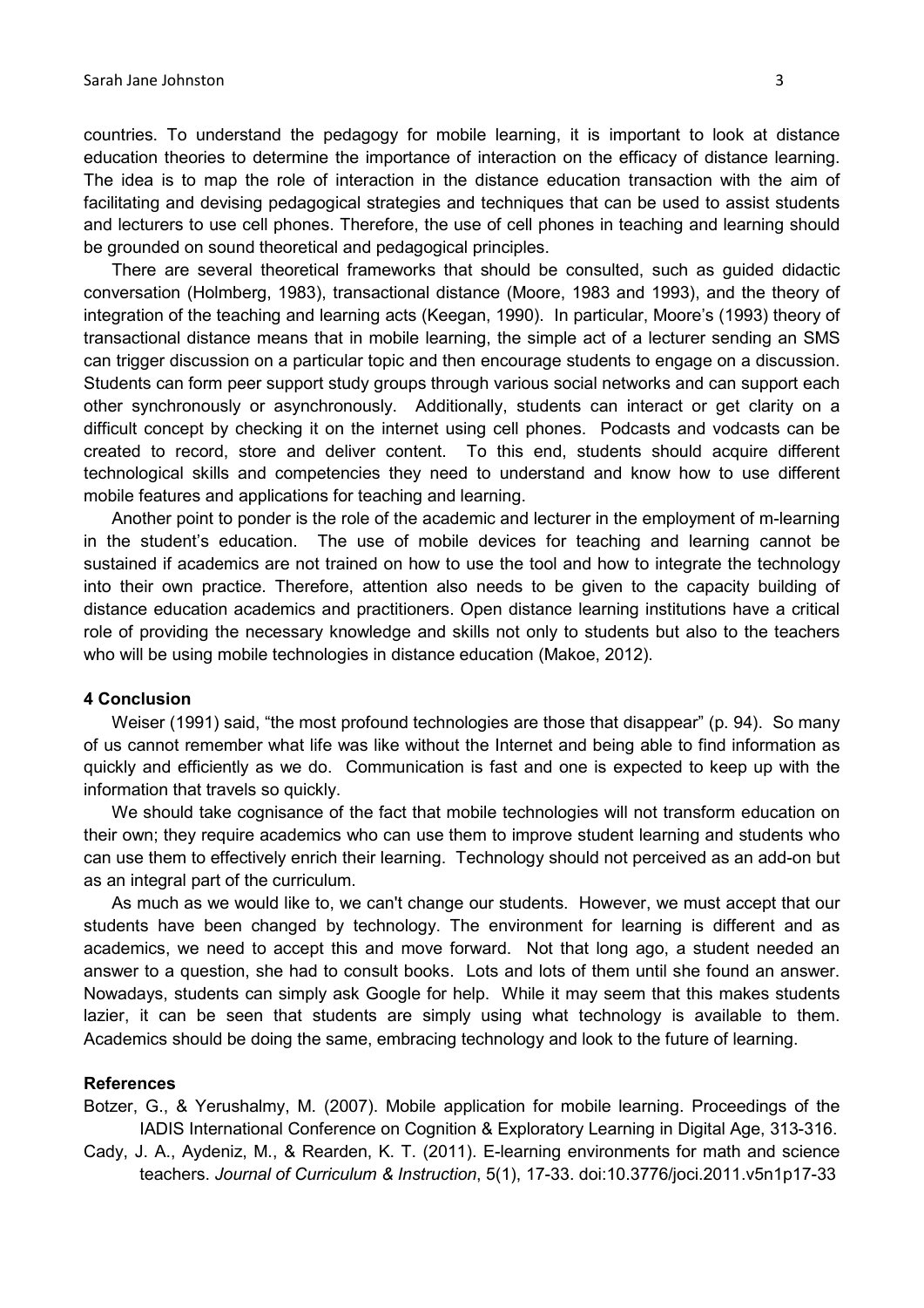countries. To understand the pedagogy for mobile learning, it is important to look at distance education theories to determine the importance of interaction on the efficacy of distance learning. The idea is to map the role of interaction in the distance education transaction with the aim of facilitating and devising pedagogical strategies and techniques that can be used to assist students and lecturers to use cell phones. Therefore, the use of cell phones in teaching and learning should be grounded on sound theoretical and pedagogical principles.

There are several theoretical frameworks that should be consulted, such as guided didactic conversation (Holmberg, 1983), transactional distance (Moore, 1983 and 1993), and the theory of integration of the teaching and learning acts (Keegan, 1990). In particular, Moore's (1993) theory of transactional distance means that in mobile learning, the simple act of a lecturer sending an SMS can trigger discussion on a particular topic and then encourage students to engage on a discussion. Students can form peer support study groups through various social networks and can support each other synchronously or asynchronously. Additionally, students can interact or get clarity on a difficult concept by checking it on the internet using cell phones. Podcasts and vodcasts can be created to record, store and deliver content. To this end, students should acquire different technological skills and competencies they need to understand and know how to use different mobile features and applications for teaching and learning.

Another point to ponder is the role of the academic and lecturer in the employment of m-learning in the student's education. The use of mobile devices for teaching and learning cannot be sustained if academics are not trained on how to use the tool and how to integrate the technology into their own practice. Therefore, attention also needs to be given to the capacity building of distance education academics and practitioners. Open distance learning institutions have a critical role of providing the necessary knowledge and skills not only to students but also to the teachers who will be using mobile technologies in distance education (Makoe, 2012).

## 4 Conclusion

Weiser (1991) said, "the most profound technologies are those that disappear" (p. 94). So many of us cannot remember what life was like without the Internet and being able to find information as quickly and efficiently as we do. Communication is fast and one is expected to keep up with the information that travels so quickly.

We should take cognisance of the fact that mobile technologies will not transform education on their own; they require academics who can use them to improve student learning and students who can use them to effectively enrich their learning. Technology should not perceived as an add-on but as an integral part of the curriculum.

As much as we would like to, we can't change our students. However, we must accept that our students have been changed by technology. The environment for learning is different and as academics, we need to accept this and move forward. Not that long ago, a student needed an answer to a question, she had to consult books. Lots and lots of them until she found an answer. Nowadays, students can simply ask Google for help. While it may seem that this makes students lazier, it can be seen that students are simply using what technology is available to them. Academics should be doing the same, embracing technology and look to the future of learning.

## References

Botzer, G., & Yerushalmy, M. (2007). Mobile application for mobile learning. Proceedings of the IADIS International Conference on Cognition & Exploratory Learning in Digital Age, 313-316.

Cady, J. A., Aydeniz, M., & Rearden, K. T. (2011). E-learning environments for math and science teachers. *Journal of Curriculum & Instruction*, 5(1), 17-33. doi:10.3776/joci.2011.v5n1p17-33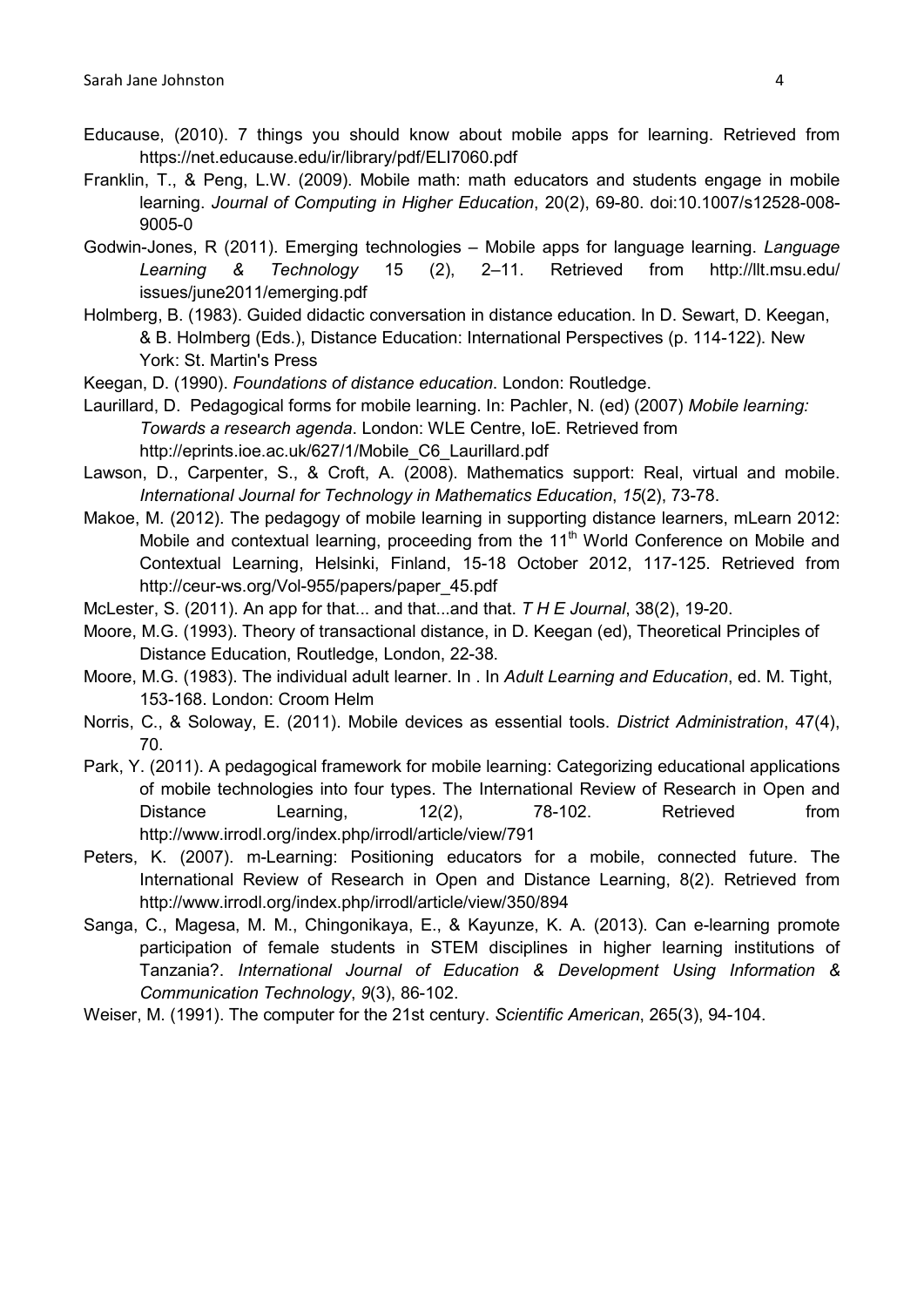Educause, (2010). 7 things you should know about mobile apps for learning. Retrieved from https://net.educause.edu/ir/library/pdf/ELI7060.pdf

Franklin, T., & Peng, L.W. (2009). Mobile math: math educators and students engage in mobile learning. *Journal of Computing in Higher Education*, 20(2), 69-80. doi:10.1007/s12528-008-9005-0

Godwin-Jones, R (2011). Emerging technologies – Mobile apps for language learning. *Language Learning & Technology* 15 (2), 2–11. Retrieved from http://llt.msu.edu/ issues/june2011/emerging.pdf

Holmberg, B. (1983). Guided didactic conversation in distance education. In D. Sewart, D. Keegan, & B. Holmberg (Eds.), Distance Education: International Perspectives (p. 114-122). New York: St. Martin's Press

Keegan, D. (1990). *Foundations of distance education*. London: Routledge.

Laurillard, D. Pedagogical forms for mobile learning. In: Pachler, N. (ed) (2007) *Mobile learning: Towards a research agenda*. London: WLE Centre, IoE. Retrieved from http://eprints.ioe.ac.uk/627/1/Mobile_C6_Laurillard.pdf

Lawson, D., Carpenter, S., & Croft, A. (2008). Mathematics support: Real, virtual and mobile. *International Journal for Technology in Mathematics Education*, *15*(2), 73-78.

Makoe, M. (2012). The pedagogy of mobile learning in supporting distance learners, mLearn 2012: Mobile and contextual learning, proceeding from the 11th World Conference on Mobile and Contextual Learning, Helsinki, Finland, 15-18 October 2012, 117-125. Retrieved from http://ceur-ws.org/Vol-955/papers/paper_45.pdf

McLester, S. (2011). An app for that... and that...and that. *T H E Journal*, 38(2), 19-20.

Moore, M.G. (1993). Theory of transactional distance, in D. Keegan (ed), Theoretical Principles of Distance Education, Routledge, London, 22-38.

Moore, M.G. (1983). The individual adult learner. In . In *Adult Learning and Education*, ed. M. Tight, 153-168. London: Croom Helm

Norris, C., & Soloway, E. (2011). Mobile devices as essential tools. *District Administration*, 47(4), 70.

Park, Y. (2011). A pedagogical framework for mobile learning: Categorizing educational applications of mobile technologies into four types. The International Review of Research in Open and Distance Learning, 12(2), 78-102. Retrieved from http://www.irrodl.org/index.php/irrodl/article/view/791

Peters, K. (2007). m-Learning: Positioning educators for a mobile, connected future. The International Review of Research in Open and Distance Learning, 8(2). Retrieved from http://www.irrodl.org/index.php/irrodl/article/view/350/894

Sanga, C., Magesa, M. M., Chingonikaya, E., & Kayunze, K. A. (2013). Can e-learning promote participation of female students in STEM disciplines in higher learning institutions of Tanzania?. *International Journal of Education & Development Using Information & Communication Technology*, *9*(3), 86-102.

Weiser, M. (1991). The computer for the 21st century. *Scientific American*, 265(3), 94-104.